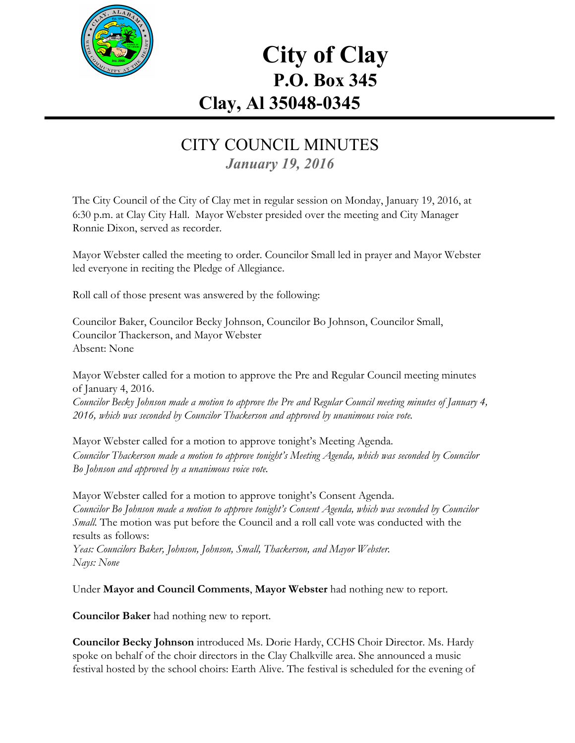# City of Clay
## P.O. Box 345
## Clay, Al 35048-0345

# CITY COUNCIL MINUTES
***January 19, 2016***

The City Council of the City of Clay met in regular session on Monday, January 19, 2016, at 6:30 p.m. at Clay City Hall. Mayor Webster presided over the meeting and City Manager Ronnie Dixon, served as recorder.

Mayor Webster called the meeting to order. Councilor Small led in prayer and Mayor Webster led everyone in reciting the Pledge of Allegiance.

Roll call of those present was answered by the following:

Councilor Baker, Councilor Becky Johnson, Councilor Bo Johnson, Councilor Small, Councilor Thackerson, and Mayor Webster
Absent: None

Mayor Webster called for a motion to approve the Pre and Regular Council meeting minutes of January 4, 2016.
*Councilor Becky Johnson made a motion to approve the Pre and Regular Council meeting minutes of January 4, 2016, which was seconded by Councilor Thackerson and approved by unanimous voice vote.*

Mayor Webster called for a motion to approve tonight's Meeting Agenda.
*Councilor Thackerson made a motion to approve tonight's Meeting Agenda, which was seconded by Councilor Bo Johnson and approved by a unanimous voice vote.*

Mayor Webster called for a motion to approve tonight's Consent Agenda.
*Councilor Bo Johnson made a motion to approve tonight's Consent Agenda, which was seconded by Councilor Small.* The motion was put before the Council and a roll call vote was conducted with the results as follows:
*Yeas: Councilors Baker, Johnson, Johnson, Small, Thackerson, and Mayor Webster.*
*Nays: None*

Under **Mayor and Council Comments**, **Mayor Webster** had nothing new to report.

**Councilor Baker** had nothing new to report.

**Councilor Becky Johnson** introduced Ms. Dorie Hardy, CCHS Choir Director. Ms. Hardy spoke on behalf of the choir directors in the Clay Chalkville area. She announced a music festival hosted by the school choirs: Earth Alive. The festival is scheduled for the evening of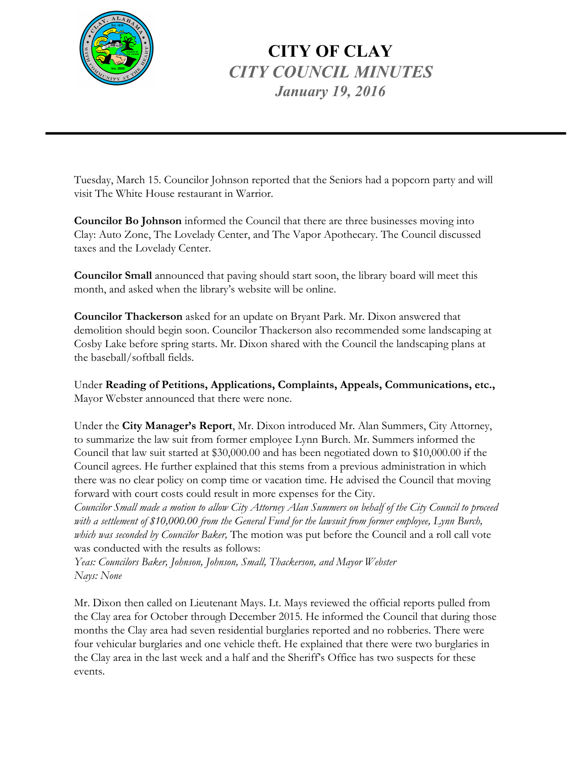Tuesday, March 15. Councilor Johnson reported that the Seniors had a popcorn party and will visit The White House restaurant in Warrior.

**Councilor Bo Johnson** informed the Council that there are three businesses moving into Clay: Auto Zone, The Lovelady Center, and The Vapor Apothecary. The Council discussed taxes and the Lovelady Center.

**Councilor Small** announced that paving should start soon, the library board will meet this month, and asked when the library's website will be online.

**Councilor Thackerson** asked for an update on Bryant Park. Mr. Dixon answered that demolition should begin soon. Councilor Thackerson also recommended some landscaping at Cosby Lake before spring starts. Mr. Dixon shared with the Council the landscaping plans at the baseball/softball fields.

Under **Reading of Petitions, Applications, Complaints, Appeals, Communications, etc.,** Mayor Webster announced that there were none.

Under the **City Manager's Report**, Mr. Dixon introduced Mr. Alan Summers, City Attorney, to summarize the law suit from former employee Lynn Burch. Mr. Summers informed the Council that law suit started at $30,000.00 and has been negotiated down to $10,000.00 if the Council agrees. He further explained that this stems from a previous administration in which there was no clear policy on comp time or vacation time. He advised the Council that moving forward with court costs could result in more expenses for the City.
*Councilor Small made a motion to allow City Attorney Alan Summers on behalf of the City Council to proceed with a settlement of $10,000.00 from the General Fund for the lawsuit from former employee, Lynn Burch, which was seconded by Councilor Baker,* The motion was put before the Council and a roll call vote was conducted with the results as follows:
*Yeas: Councilors Baker, Johnson, Johnson, Small, Thackerson, and Mayor Webster*
*Nays: None*

Mr. Dixon then called on Lieutenant Mays. Lt. Mays reviewed the official reports pulled from the Clay area for October through December 2015. He informed the Council that during those months the Clay area had seven residential burglaries reported and no robberies. There were four vehicular burglaries and one vehicle theft. He explained that there were two burglaries in the Clay area in the last week and a half and the Sheriff's Office has two suspects for these events.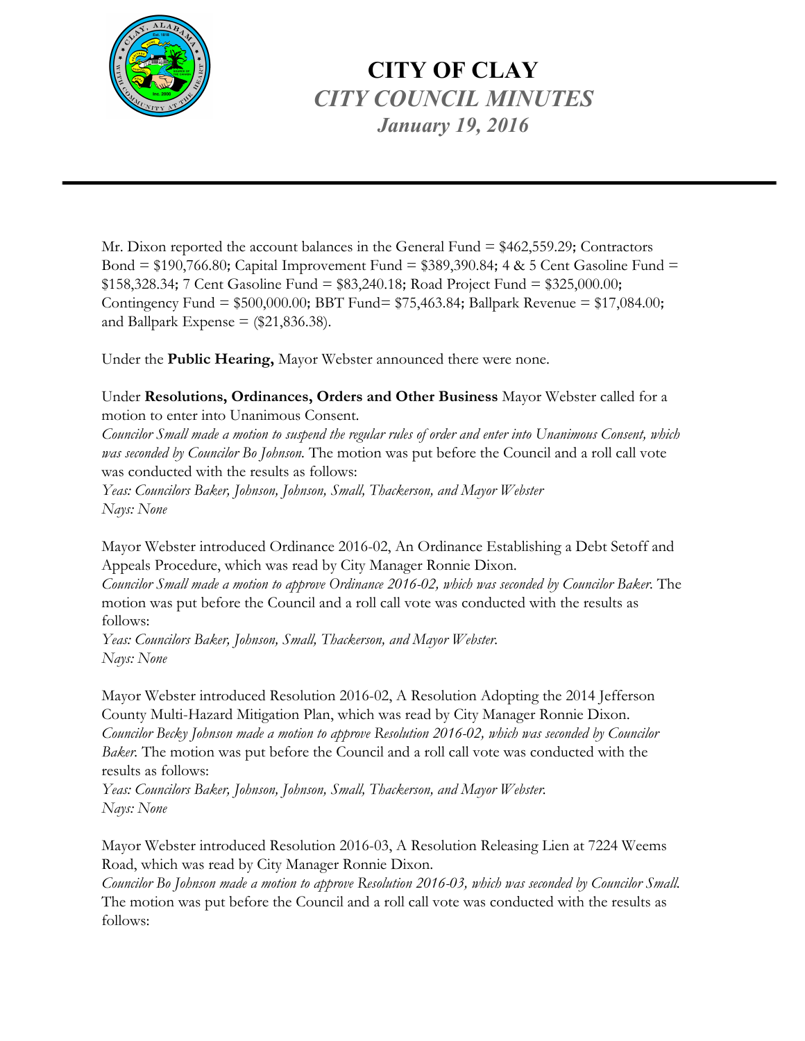# CITY OF CLAY

## *CITY COUNCIL MINUTES*

### *January 19, 2016*

---

Mr. Dixon reported the account balances in the General Fund = $462,559.29; Contractors Bond = $190,766.80; Capital Improvement Fund = $389,390.84; 4 & 5 Cent Gasoline Fund = $158,328.34; 7 Cent Gasoline Fund = $83,240.18; Road Project Fund = $325,000.00; Contingency Fund = $500,000.00; BBT Fund= $75,463.84; Ballpark Revenue = $17,084.00; and Ballpark Expense = ($21,836.38).

Under the **Public Hearing,** Mayor Webster announced there were none.

Under **Resolutions, Ordinances, Orders and Other Business** Mayor Webster called for a motion to enter into Unanimous Consent.
*Councilor Small made a motion to suspend the regular rules of order and enter into Unanimous Consent, which was seconded by Councilor Bo Johnson.* The motion was put before the Council and a roll call vote was conducted with the results as follows:
*Yeas: Councilors Baker, Johnson, Johnson, Small, Thackerson, and Mayor Webster*
*Nays: None*

Mayor Webster introduced Ordinance 2016-02, An Ordinance Establishing a Debt Setoff and Appeals Procedure, which was read by City Manager Ronnie Dixon.
*Councilor Small made a motion to approve Ordinance 2016-02, which was seconded by Councilor Baker.* The motion was put before the Council and a roll call vote was conducted with the results as follows:
*Yeas: Councilors Baker, Johnson, Small, Thackerson, and Mayor Webster.*
*Nays: None*

Mayor Webster introduced Resolution 2016-02, A Resolution Adopting the 2014 Jefferson County Multi-Hazard Mitigation Plan, which was read by City Manager Ronnie Dixon.
*Councilor Becky Johnson made a motion to approve Resolution 2016-02, which was seconded by Councilor Baker.* The motion was put before the Council and a roll call vote was conducted with the results as follows:
*Yeas: Councilors Baker, Johnson, Johnson, Small, Thackerson, and Mayor Webster.*
*Nays: None*

Mayor Webster introduced Resolution 2016-03, A Resolution Releasing Lien at 7224 Weems Road, which was read by City Manager Ronnie Dixon.
*Councilor Bo Johnson made a motion to approve Resolution 2016-03, which was seconded by Councilor Small.* The motion was put before the Council and a roll call vote was conducted with the results as follows: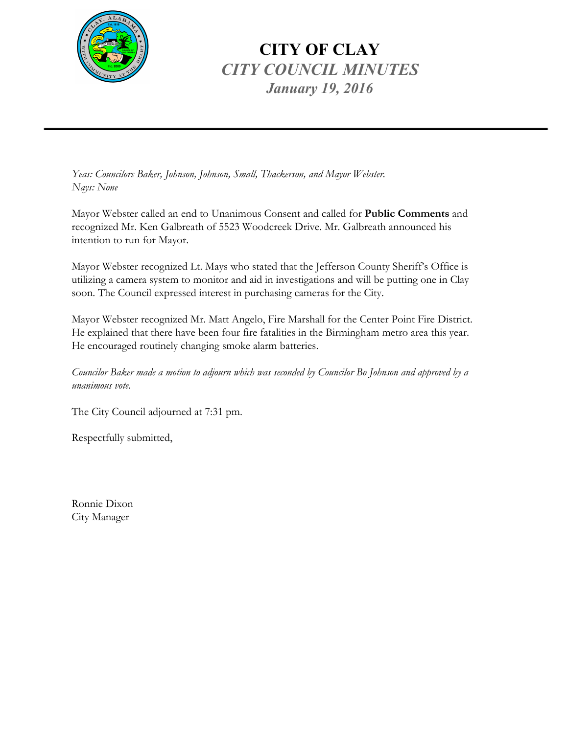# CITY OF CLAY

## *CITY COUNCIL MINUTES*

### *January 19, 2016*

---

*Yeas: Councilors Baker, Johnson, Johnson, Small, Thackerson, and Mayor Webster.*
*Nays: None*

Mayor Webster called an end to Unanimous Consent and called for **Public Comments** and recognized Mr. Ken Galbreath of 5523 Woodcreek Drive. Mr. Galbreath announced his intention to run for Mayor.

Mayor Webster recognized Lt. Mays who stated that the Jefferson County Sheriff's Office is utilizing a camera system to monitor and aid in investigations and will be putting one in Clay soon. The Council expressed interest in purchasing cameras for the City.

Mayor Webster recognized Mr. Matt Angelo, Fire Marshall for the Center Point Fire District. He explained that there have been four fire fatalities in the Birmingham metro area this year. He encouraged routinely changing smoke alarm batteries.

*Councilor Baker made a motion to adjourn which was seconded by Councilor Bo Johnson and approved by a unanimous vote.*

The City Council adjourned at 7:31 pm.

Respectfully submitted,

Ronnie Dixon
City Manager